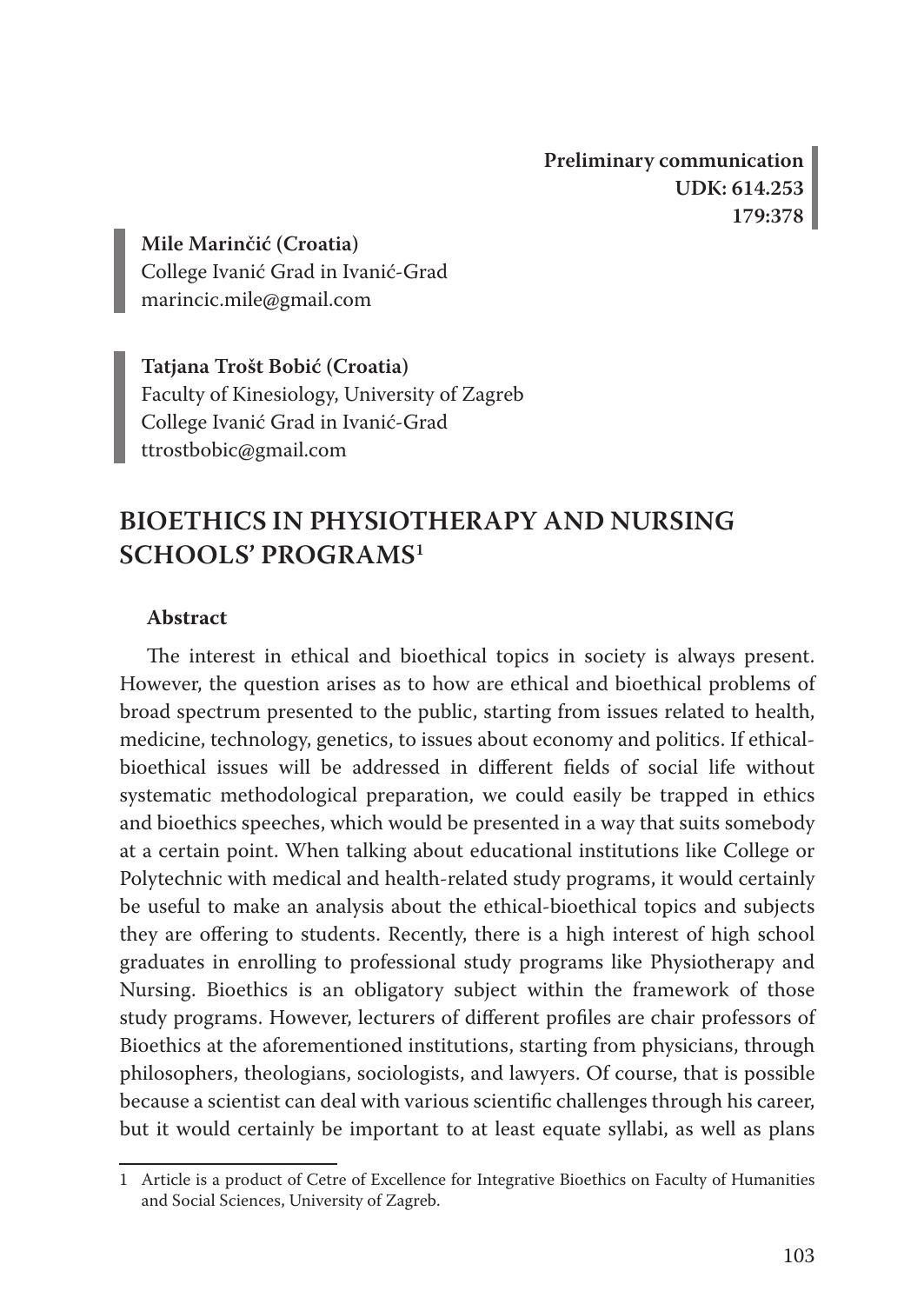**Preliminary communication**
**UDK: 614.253**
**179:378**

**Mile Marinčić (Croatia)**
College Ivanić Grad in Ivanić-Grad
marincic.mile@gmail.com

**Tatjana Trošt Bobić (Croatia)**
Faculty of Kinesiology, University of Zagreb
College Ivanić Grad in Ivanić-Grad
ttrostbobic@gmail.com

# BIOETHICS IN PHYSIOTHERAPY AND NURSING SCHOOLS' PROGRAMS[1]

### Abstract

The interest in ethical and bioethical topics in society is always present. However, the question arises as to how are ethical and bioethical problems of broad spectrum presented to the public, starting from issues related to health, medicine, technology, genetics, to issues about economy and politics. If ethical-bioethical issues will be addressed in different fields of social life without systematic methodological preparation, we could easily be trapped in ethics and bioethics speeches, which would be presented in a way that suits somebody at a certain point. When talking about educational institutions like College or Polytechnic with medical and health-related study programs, it would certainly be useful to make an analysis about the ethical-bioethical topics and subjects they are offering to students. Recently, there is a high interest of high school graduates in enrolling to professional study programs like Physiotherapy and Nursing. Bioethics is an obligatory subject within the framework of those study programs. However, lecturers of different profiles are chair professors of Bioethics at the aforementioned institutions, starting from physicians, through philosophers, theologians, sociologists, and lawyers. Of course, that is possible because a scientist can deal with various scientific challenges through his career, but it would certainly be important to at least equate syllabi, as well as plans

---

1 Article is a product of Cetre of Excellence for Integrative Bioethics on Faculty of Humanities and Social Sciences, University of Zagreb.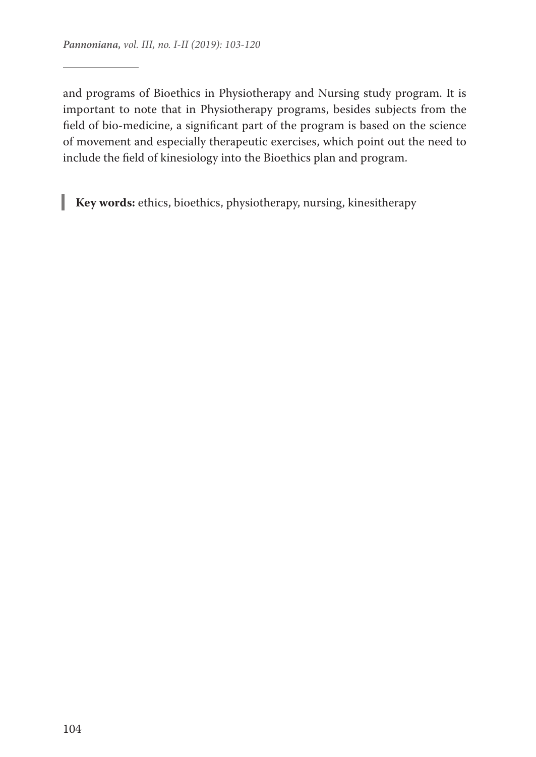and programs of Bioethics in Physiotherapy and Nursing study program. It is important to note that in Physiotherapy programs, besides subjects from the field of bio-medicine, a significant part of the program is based on the science of movement and especially therapeutic exercises, which point out the need to include the field of kinesiology into the Bioethics plan and program.

**Key words:** ethics, bioethics, physiotherapy, nursing, kinesitherapy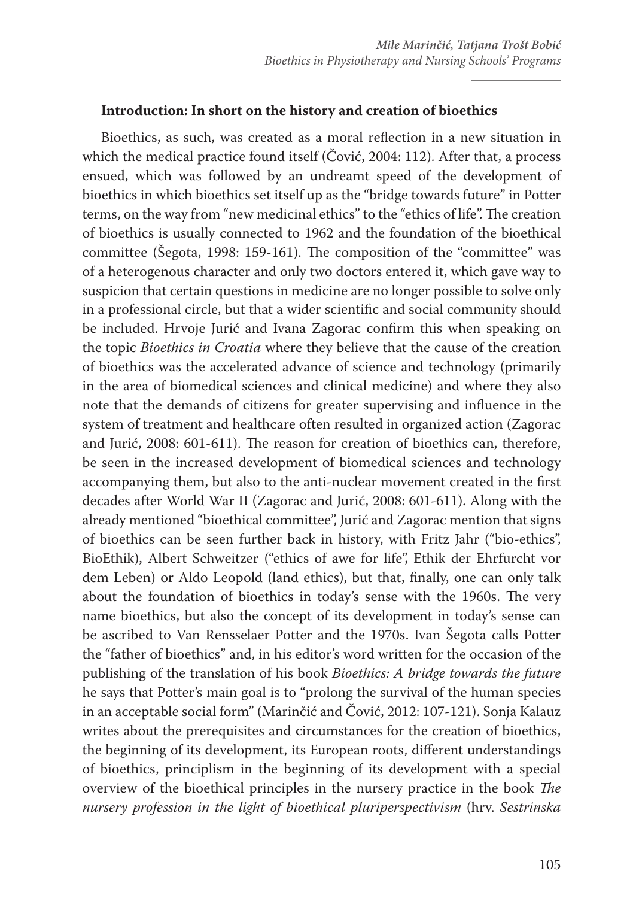## Introduction: In short on the history and creation of bioethics

Bioethics, as such, was created as a moral reflection in a new situation in which the medical practice found itself (Čović, 2004: 112). After that, a process ensued, which was followed by an undreamt speed of the development of bioethics in which bioethics set itself up as the "bridge towards future" in Potter terms, on the way from "new medicinal ethics" to the "ethics of life". The creation of bioethics is usually connected to 1962 and the foundation of the bioethical committee (Šegota, 1998: 159-161). The composition of the "committee" was of a heterogenous character and only two doctors entered it, which gave way to suspicion that certain questions in medicine are no longer possible to solve only in a professional circle, but that a wider scientific and social community should be included. Hrvoje Jurić and Ivana Zagorac confirm this when speaking on the topic *Bioethics in Croatia* where they believe that the cause of the creation of bioethics was the accelerated advance of science and technology (primarily in the area of biomedical sciences and clinical medicine) and where they also note that the demands of citizens for greater supervising and influence in the system of treatment and healthcare often resulted in organized action (Zagorac and Jurić, 2008: 601-611). The reason for creation of bioethics can, therefore, be seen in the increased development of biomedical sciences and technology accompanying them, but also to the anti-nuclear movement created in the first decades after World War II (Zagorac and Jurić, 2008: 601-611). Along with the already mentioned "bioethical committee", Jurić and Zagorac mention that signs of bioethics can be seen further back in history, with Fritz Jahr ("bio-ethics", BioEthik), Albert Schweitzer ("ethics of awe for life", Ethik der Ehrfurcht vor dem Leben) or Aldo Leopold (land ethics), but that, finally, one can only talk about the foundation of bioethics in today's sense with the 1960s. The very name bioethics, but also the concept of its development in today's sense can be ascribed to Van Rensselaer Potter and the 1970s. Ivan Šegota calls Potter the "father of bioethics" and, in his editor's word written for the occasion of the publishing of the translation of his book *Bioethics: A bridge towards the future* he says that Potter's main goal is to "prolong the survival of the human species in an acceptable social form" (Marinčić and Čović, 2012: 107-121). Sonja Kalauz writes about the prerequisites and circumstances for the creation of bioethics, the beginning of its development, its European roots, different understandings of bioethics, principlism in the beginning of its development with a special overview of the bioethical principles in the nursery practice in the book *The nursery profession in the light of bioethical pluriperspectivism* (hrv. *Sestrinska*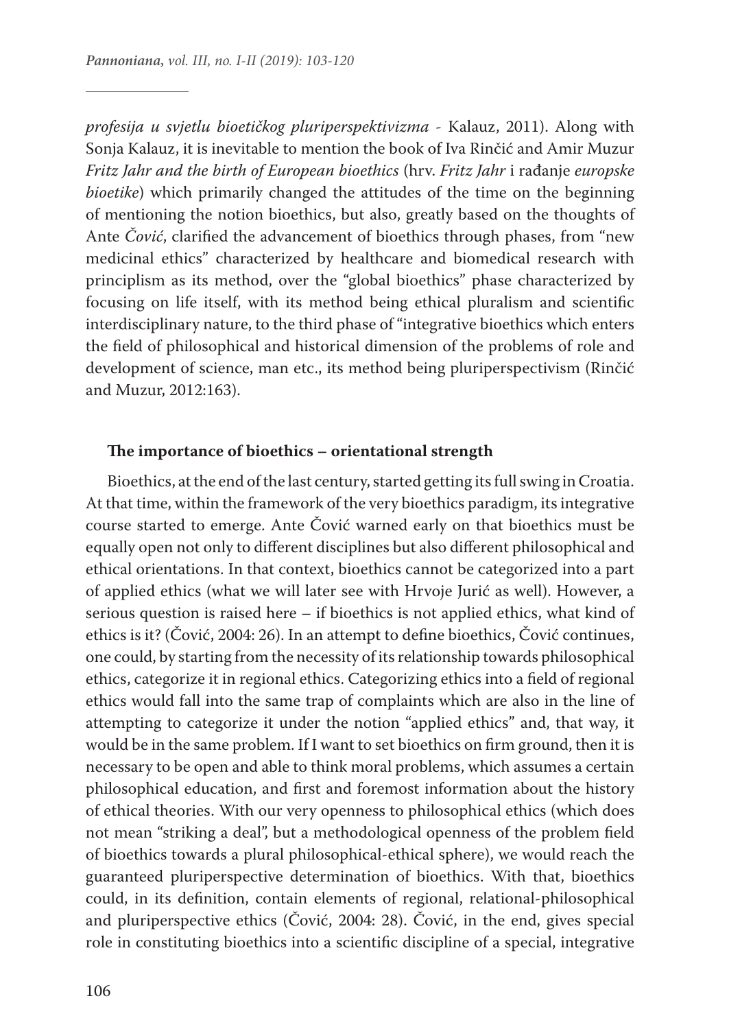*profesija u svjetlu bioetičkog pluriperspektivizma -* Kalauz, 2011). Along with Sonja Kalauz, it is inevitable to mention the book of Iva Rinčić and Amir Muzur *Fritz Jahr and the birth of European bioethics* (hrv. *Fritz Jahr* i rađanje *europske bioetike*) which primarily changed the attitudes of the time on the beginning of mentioning the notion bioethics, but also, greatly based on the thoughts of Ante *Čović*, clarified the advancement of bioethics through phases, from "new medicinal ethics" characterized by healthcare and biomedical research with principlism as its method, over the "global bioethics" phase characterized by focusing on life itself, with its method being ethical pluralism and scientific interdisciplinary nature, to the third phase of "integrative bioethics which enters the field of philosophical and historical dimension of the problems of role and development of science, man etc., its method being pluriperspectivism (Rinčić and Muzur, 2012:163).

**The importance of bioethics – orientational strength**

Bioethics, at the end of the last century, started getting its full swing in Croatia. At that time, within the framework of the very bioethics paradigm, its integrative course started to emerge. Ante Čović warned early on that bioethics must be equally open not only to different disciplines but also different philosophical and ethical orientations. In that context, bioethics cannot be categorized into a part of applied ethics (what we will later see with Hrvoje Jurić as well). However, a serious question is raised here – if bioethics is not applied ethics, what kind of ethics is it? (Čović, 2004: 26). In an attempt to define bioethics, Čović continues, one could, by starting from the necessity of its relationship towards philosophical ethics, categorize it in regional ethics. Categorizing ethics into a field of regional ethics would fall into the same trap of complaints which are also in the line of attempting to categorize it under the notion "applied ethics" and, that way, it would be in the same problem. If I want to set bioethics on firm ground, then it is necessary to be open and able to think moral problems, which assumes a certain philosophical education, and first and foremost information about the history of ethical theories. With our very openness to philosophical ethics (which does not mean "striking a deal", but a methodological openness of the problem field of bioethics towards a plural philosophical-ethical sphere), we would reach the guaranteed pluriperspective determination of bioethics. With that, bioethics could, in its definition, contain elements of regional, relational-philosophical and pluriperspective ethics (Čović, 2004: 28). Čović, in the end, gives special role in constituting bioethics into a scientific discipline of a special, integrative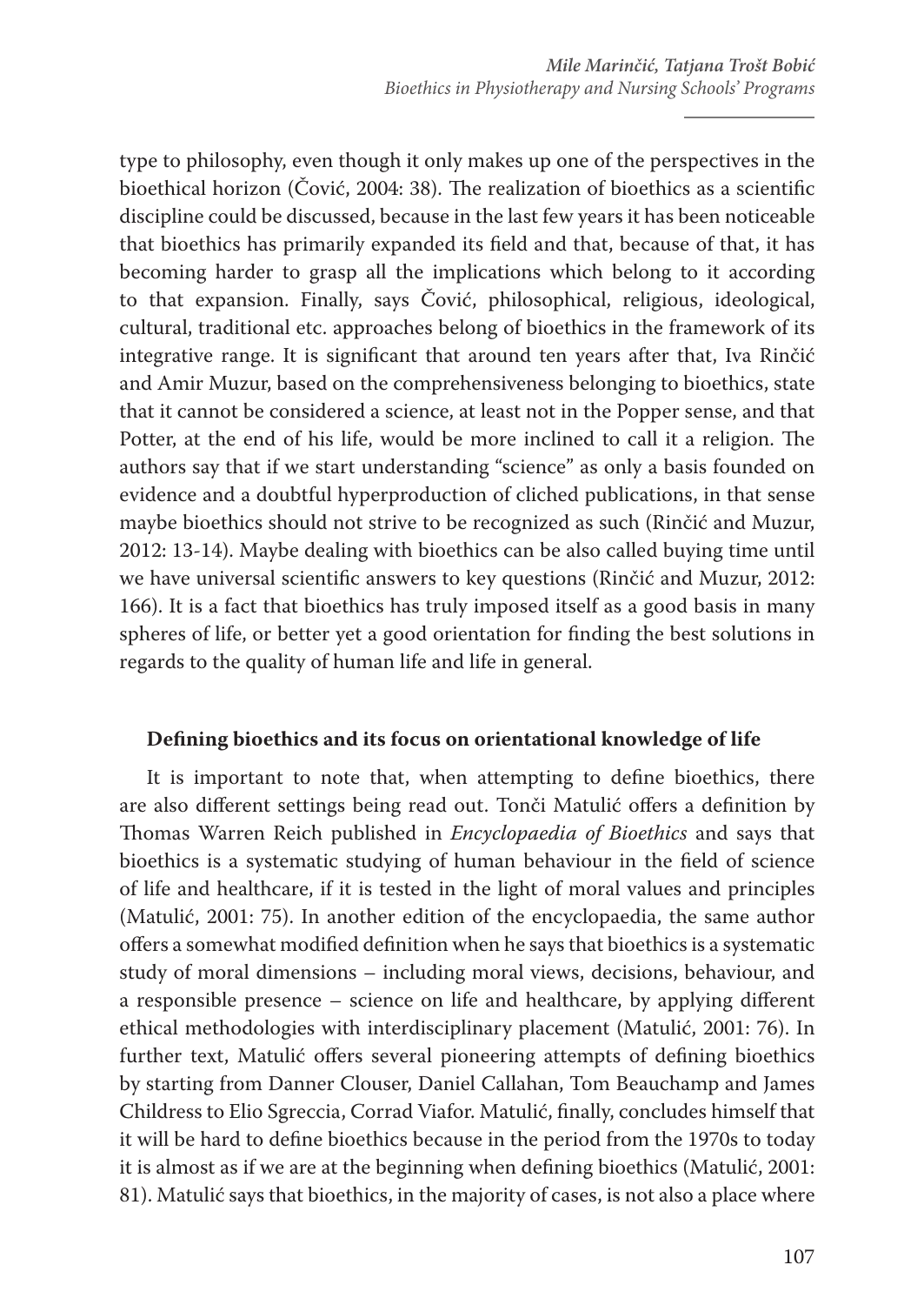type to philosophy, even though it only makes up one of the perspectives in the bioethical horizon (Čović, 2004: 38). The realization of bioethics as a scientific discipline could be discussed, because in the last few years it has been noticeable that bioethics has primarily expanded its field and that, because of that, it has becoming harder to grasp all the implications which belong to it according to that expansion. Finally, says Čović, philosophical, religious, ideological, cultural, traditional etc. approaches belong of bioethics in the framework of its integrative range. It is significant that around ten years after that, Iva Rinčić and Amir Muzur, based on the comprehensiveness belonging to bioethics, state that it cannot be considered a science, at least not in the Popper sense, and that Potter, at the end of his life, would be more inclined to call it a religion. The authors say that if we start understanding "science" as only a basis founded on evidence and a doubtful hyperproduction of cliched publications, in that sense maybe bioethics should not strive to be recognized as such (Rinčić and Muzur, 2012: 13-14). Maybe dealing with bioethics can be also called buying time until we have universal scientific answers to key questions (Rinčić and Muzur, 2012: 166). It is a fact that bioethics has truly imposed itself as a good basis in many spheres of life, or better yet a good orientation for finding the best solutions in regards to the quality of human life and life in general.

### Defining bioethics and its focus on orientational knowledge of life

It is important to note that, when attempting to define bioethics, there are also different settings being read out. Tonči Matulić offers a definition by Thomas Warren Reich published in *Encyclopaedia of Bioethics* and says that bioethics is a systematic studying of human behaviour in the field of science of life and healthcare, if it is tested in the light of moral values and principles (Matulić, 2001: 75). In another edition of the encyclopaedia, the same author offers a somewhat modified definition when he says that bioethics is a systematic study of moral dimensions – including moral views, decisions, behaviour, and a responsible presence – science on life and healthcare, by applying different ethical methodologies with interdisciplinary placement (Matulić, 2001: 76). In further text, Matulić offers several pioneering attempts of defining bioethics by starting from Danner Clouser, Daniel Callahan, Tom Beauchamp and James Childress to Elio Sgreccia, Corrad Viafor. Matulić, finally, concludes himself that it will be hard to define bioethics because in the period from the 1970s to today it is almost as if we are at the beginning when defining bioethics (Matulić, 2001: 81). Matulić says that bioethics, in the majority of cases, is not also a place where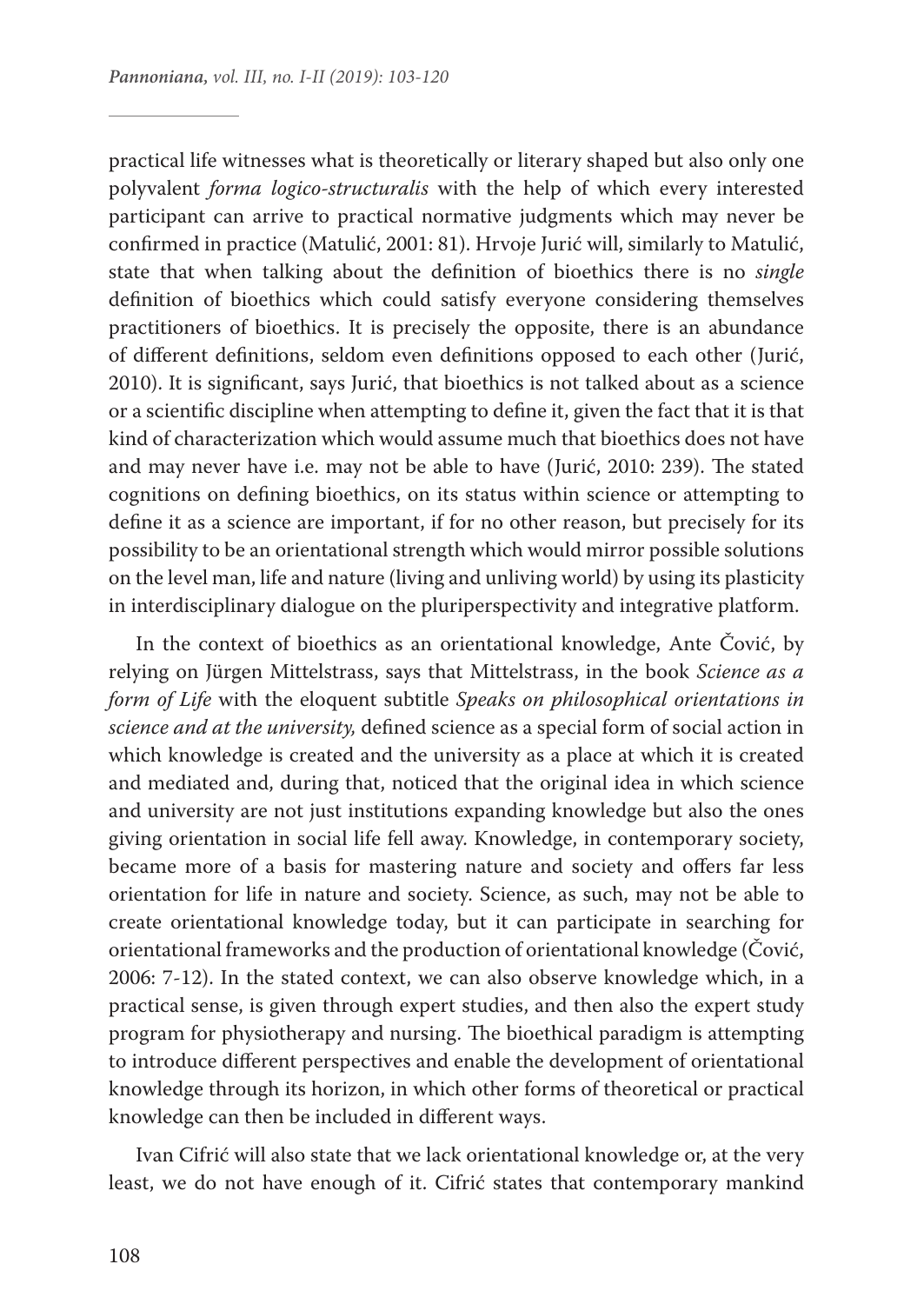practical life witnesses what is theoretically or literary shaped but also only one polyvalent *forma logico-structuralis* with the help of which every interested participant can arrive to practical normative judgments which may never be confirmed in practice (Matulić, 2001: 81). Hrvoje Jurić will, similarly to Matulić, state that when talking about the definition of bioethics there is no *single* definition of bioethics which could satisfy everyone considering themselves practitioners of bioethics. It is precisely the opposite, there is an abundance of different definitions, seldom even definitions opposed to each other (Jurić, 2010). It is significant, says Jurić, that bioethics is not talked about as a science or a scientific discipline when attempting to define it, given the fact that it is that kind of characterization which would assume much that bioethics does not have and may never have i.e. may not be able to have (Jurić, 2010: 239). The stated cognitions on defining bioethics, on its status within science or attempting to define it as a science are important, if for no other reason, but precisely for its possibility to be an orientational strength which would mirror possible solutions on the level man, life and nature (living and unliving world) by using its plasticity in interdisciplinary dialogue on the pluriperspectivity and integrative platform.

In the context of bioethics as an orientational knowledge, Ante Čović, by relying on Jürgen Mittelstrass, says that Mittelstrass, in the book *Science as a form of Life* with the eloquent subtitle *Speaks on philosophical orientations in science and at the university,* defined science as a special form of social action in which knowledge is created and the university as a place at which it is created and mediated and, during that, noticed that the original idea in which science and university are not just institutions expanding knowledge but also the ones giving orientation in social life fell away. Knowledge, in contemporary society, became more of a basis for mastering nature and society and offers far less orientation for life in nature and society. Science, as such, may not be able to create orientational knowledge today, but it can participate in searching for orientational frameworks and the production of orientational knowledge (Čović, 2006: 7-12). In the stated context, we can also observe knowledge which, in a practical sense, is given through expert studies, and then also the expert study program for physiotherapy and nursing. The bioethical paradigm is attempting to introduce different perspectives and enable the development of orientational knowledge through its horizon, in which other forms of theoretical or practical knowledge can then be included in different ways.

Ivan Cifrić will also state that we lack orientational knowledge or, at the very least, we do not have enough of it. Cifrić states that contemporary mankind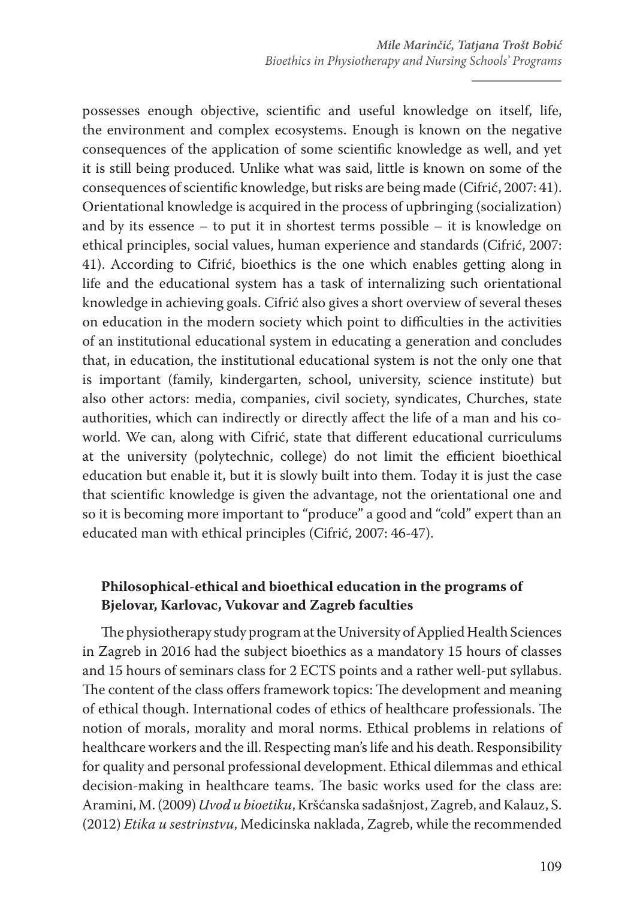possesses enough objective, scientific and useful knowledge on itself, life, the environment and complex ecosystems. Enough is known on the negative consequences of the application of some scientific knowledge as well, and yet it is still being produced. Unlike what was said, little is known on some of the consequences of scientific knowledge, but risks are being made (Cifrić, 2007: 41). Orientational knowledge is acquired in the process of upbringing (socialization) and by its essence – to put it in shortest terms possible – it is knowledge on ethical principles, social values, human experience and standards (Cifrić, 2007: 41). According to Cifrić, bioethics is the one which enables getting along in life and the educational system has a task of internalizing such orientational knowledge in achieving goals. Cifrić also gives a short overview of several theses on education in the modern society which point to difficulties in the activities of an institutional educational system in educating a generation and concludes that, in education, the institutional educational system is not the only one that is important (family, kindergarten, school, university, science institute) but also other actors: media, companies, civil society, syndicates, Churches, state authorities, which can indirectly or directly affect the life of a man and his co-world. We can, along with Cifrić, state that different educational curriculums at the university (polytechnic, college) do not limit the efficient bioethical education but enable it, but it is slowly built into them. Today it is just the case that scientific knowledge is given the advantage, not the orientational one and so it is becoming more important to "produce" a good and "cold" expert than an educated man with ethical principles (Cifrić, 2007: 46-47).

## Philosophical-ethical and bioethical education in the programs of Bjelovar, Karlovac, Vukovar and Zagreb faculties

The physiotherapy study program at the University of Applied Health Sciences in Zagreb in 2016 had the subject bioethics as a mandatory 15 hours of classes and 15 hours of seminars class for 2 ECTS points and a rather well-put syllabus. The content of the class offers framework topics: The development and meaning of ethical though. International codes of ethics of healthcare professionals. The notion of morals, morality and moral norms. Ethical problems in relations of healthcare workers and the ill. Respecting man's life and his death. Responsibility for quality and personal professional development. Ethical dilemmas and ethical decision-making in healthcare teams. The basic works used for the class are: Aramini, M. (2009) *Uvod u bioetiku*, Kršćanska sadašnjost, Zagreb, and Kalauz, S. (2012) *Etika u sestrinstvu*, Medicinska naklada, Zagreb, while the recommended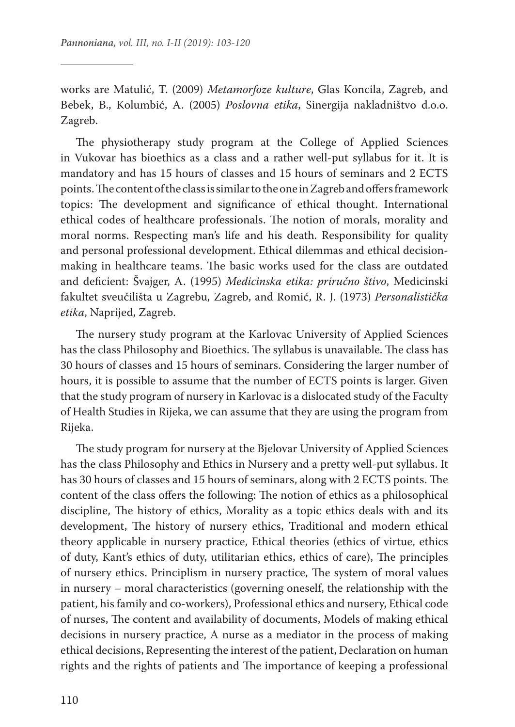works are Matulić, T. (2009) *Metamorfoze kulture*, Glas Koncila, Zagreb, and Bebek, B., Kolumbić, A. (2005) *Poslovna etika*, Sinergija nakladništvo d.o.o. Zagreb.

The physiotherapy study program at the College of Applied Sciences in Vukovar has bioethics as a class and a rather well-put syllabus for it. It is mandatory and has 15 hours of classes and 15 hours of seminars and 2 ECTS points. The content of the class is similar to the one in Zagreb and offers framework topics: The development and significance of ethical thought. International ethical codes of healthcare professionals. The notion of morals, morality and moral norms. Respecting man's life and his death. Responsibility for quality and personal professional development. Ethical dilemmas and ethical decision-making in healthcare teams. The basic works used for the class are outdated and deficient: Švajger, A. (1995) *Medicinska etika: priručno štivo*, Medicinski fakultet sveučilišta u Zagrebu, Zagreb, and Romić, R. J. (1973) *Personalistička etika*, Naprijed, Zagreb.

The nursery study program at the Karlovac University of Applied Sciences has the class Philosophy and Bioethics. The syllabus is unavailable. The class has 30 hours of classes and 15 hours of seminars. Considering the larger number of hours, it is possible to assume that the number of ECTS points is larger. Given that the study program of nursery in Karlovac is a dislocated study of the Faculty of Health Studies in Rijeka, we can assume that they are using the program from Rijeka.

The study program for nursery at the Bjelovar University of Applied Sciences has the class Philosophy and Ethics in Nursery and a pretty well-put syllabus. It has 30 hours of classes and 15 hours of seminars, along with 2 ECTS points. The content of the class offers the following: The notion of ethics as a philosophical discipline, The history of ethics, Morality as a topic ethics deals with and its development, The history of nursery ethics, Traditional and modern ethical theory applicable in nursery practice, Ethical theories (ethics of virtue, ethics of duty, Kant's ethics of duty, utilitarian ethics, ethics of care), The principles of nursery ethics. Principlism in nursery practice, The system of moral values in nursery – moral characteristics (governing oneself, the relationship with the patient, his family and co-workers), Professional ethics and nursery, Ethical code of nurses, The content and availability of documents, Models of making ethical decisions in nursery practice, A nurse as a mediator in the process of making ethical decisions, Representing the interest of the patient, Declaration on human rights and the rights of patients and The importance of keeping a professional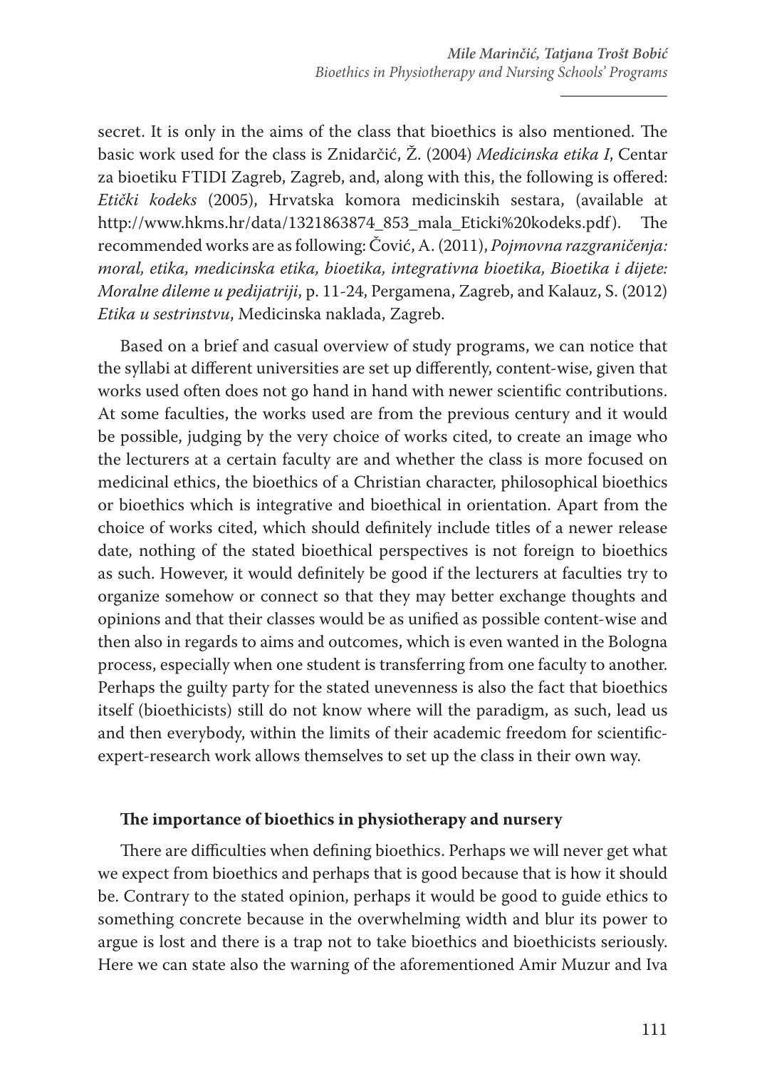secret. It is only in the aims of the class that bioethics is also mentioned. The basic work used for the class is Znidarčić, Ž. (2004) *Medicinska etika I*, Centar za bioetiku FTIDI Zagreb, Zagreb, and, along with this, the following is offered: *Etički kodeks* (2005), Hrvatska komora medicinskih sestara, (available at http://www.hkms.hr/data/1321863874_853_mala_Eticki%20kodeks.pdf). The recommended works are as following: Čović, A. (2011), *Pojmovna razgraničenja: moral, etika, medicinska etika, bioetika, integrativna bioetika, Bioetika i dijete: Moralne dileme u pedijatriji*, p. 11-24, Pergamena, Zagreb, and Kalauz, S. (2012) *Etika u sestrinstvu*, Medicinska naklada, Zagreb.

Based on a brief and casual overview of study programs, we can notice that the syllabi at different universities are set up differently, content-wise, given that works used often does not go hand in hand with newer scientific contributions. At some faculties, the works used are from the previous century and it would be possible, judging by the very choice of works cited, to create an image who the lecturers at a certain faculty are and whether the class is more focused on medicinal ethics, the bioethics of a Christian character, philosophical bioethics or bioethics which is integrative and bioethical in orientation. Apart from the choice of works cited, which should definitely include titles of a newer release date, nothing of the stated bioethical perspectives is not foreign to bioethics as such. However, it would definitely be good if the lecturers at faculties try to organize somehow or connect so that they may better exchange thoughts and opinions and that their classes would be as unified as possible content-wise and then also in regards to aims and outcomes, which is even wanted in the Bologna process, especially when one student is transferring from one faculty to another. Perhaps the guilty party for the stated unevenness is also the fact that bioethics itself (bioethicists) still do not know where will the paradigm, as such, lead us and then everybody, within the limits of their academic freedom for scientific-expert-research work allows themselves to set up the class in their own way.

## The importance of bioethics in physiotherapy and nursery

There are difficulties when defining bioethics. Perhaps we will never get what we expect from bioethics and perhaps that is good because that is how it should be. Contrary to the stated opinion, perhaps it would be good to guide ethics to something concrete because in the overwhelming width and blur its power to argue is lost and there is a trap not to take bioethics and bioethicists seriously. Here we can state also the warning of the aforementioned Amir Muzur and Iva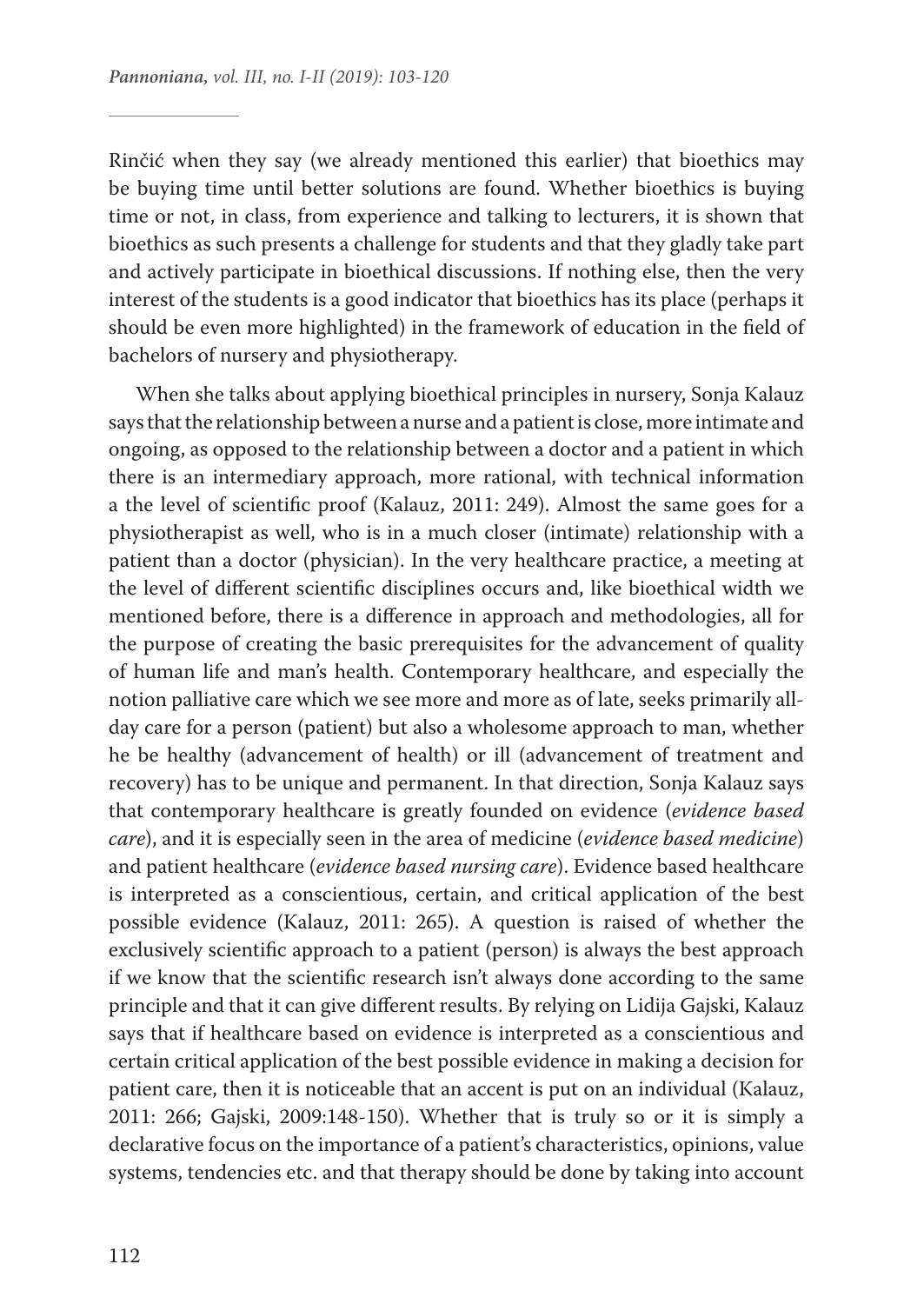Rinčić when they say (we already mentioned this earlier) that bioethics may be buying time until better solutions are found. Whether bioethics is buying time or not, in class, from experience and talking to lecturers, it is shown that bioethics as such presents a challenge for students and that they gladly take part and actively participate in bioethical discussions. If nothing else, then the very interest of the students is a good indicator that bioethics has its place (perhaps it should be even more highlighted) in the framework of education in the field of bachelors of nursery and physiotherapy.

When she talks about applying bioethical principles in nursery, Sonja Kalauz says that the relationship between a nurse and a patient is close, more intimate and ongoing, as opposed to the relationship between a doctor and a patient in which there is an intermediary approach, more rational, with technical information a the level of scientific proof (Kalauz, 2011: 249). Almost the same goes for a physiotherapist as well, who is in a much closer (intimate) relationship with a patient than a doctor (physician). In the very healthcare practice, a meeting at the level of different scientific disciplines occurs and, like bioethical width we mentioned before, there is a difference in approach and methodologies, all for the purpose of creating the basic prerequisites for the advancement of quality of human life and man's health. Contemporary healthcare, and especially the notion palliative care which we see more and more as of late, seeks primarily all-day care for a person (patient) but also a wholesome approach to man, whether he be healthy (advancement of health) or ill (advancement of treatment and recovery) has to be unique and permanent. In that direction, Sonja Kalauz says that contemporary healthcare is greatly founded on evidence (*evidence based care*), and it is especially seen in the area of medicine (*evidence based medicine*) and patient healthcare (*evidence based nursing care*). Evidence based healthcare is interpreted as a conscientious, certain, and critical application of the best possible evidence (Kalauz, 2011: 265). A question is raised of whether the exclusively scientific approach to a patient (person) is always the best approach if we know that the scientific research isn't always done according to the same principle and that it can give different results. By relying on Lidija Gajski, Kalauz says that if healthcare based on evidence is interpreted as a conscientious and certain critical application of the best possible evidence in making a decision for patient care, then it is noticeable that an accent is put on an individual (Kalauz, 2011: 266; Gajski, 2009:148-150). Whether that is truly so or it is simply a declarative focus on the importance of a patient's characteristics, opinions, value systems, tendencies etc. and that therapy should be done by taking into account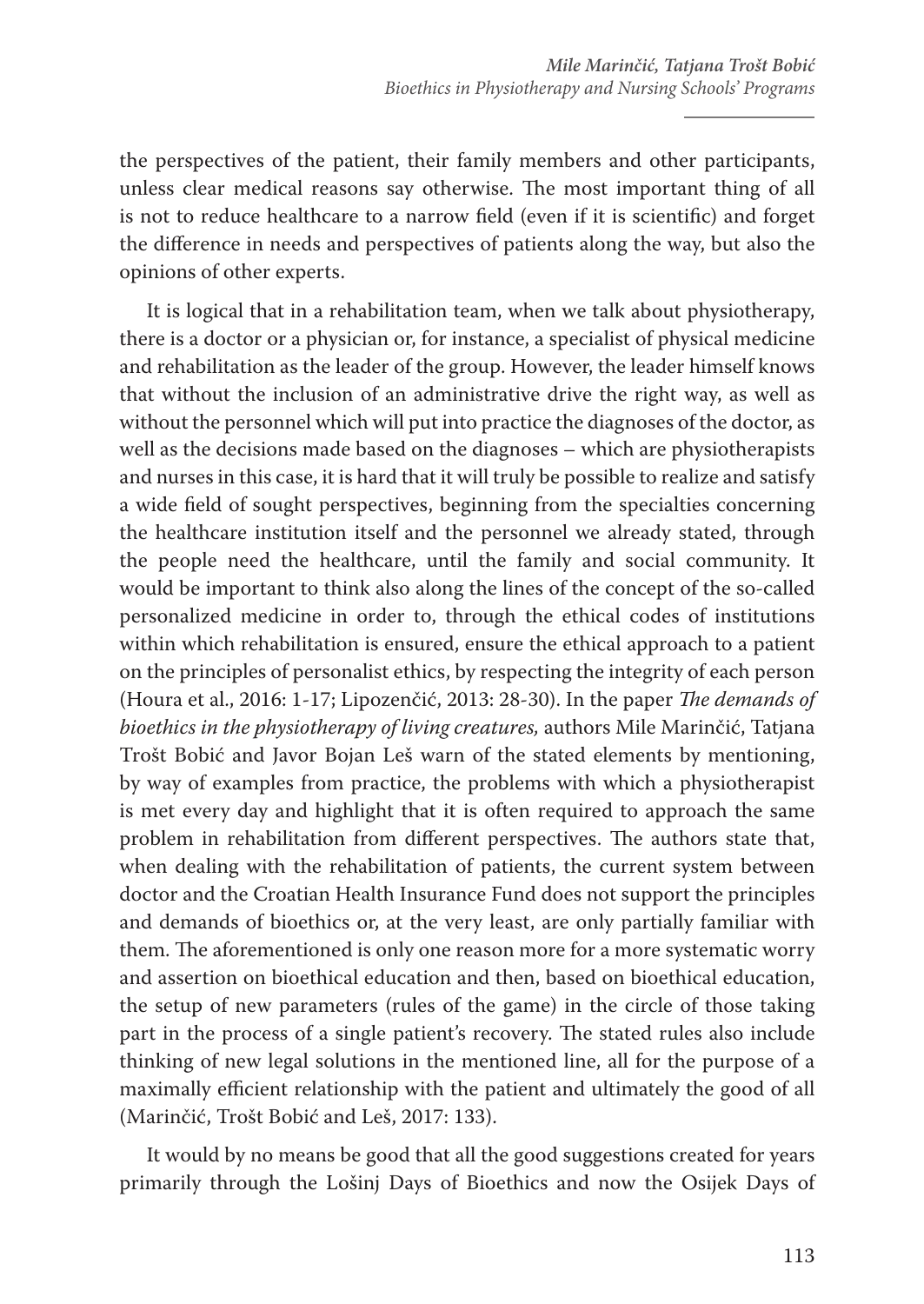the perspectives of the patient, their family members and other participants, unless clear medical reasons say otherwise. The most important thing of all is not to reduce healthcare to a narrow field (even if it is scientific) and forget the difference in needs and perspectives of patients along the way, but also the opinions of other experts.

It is logical that in a rehabilitation team, when we talk about physiotherapy, there is a doctor or a physician or, for instance, a specialist of physical medicine and rehabilitation as the leader of the group. However, the leader himself knows that without the inclusion of an administrative drive the right way, as well as without the personnel which will put into practice the diagnoses of the doctor, as well as the decisions made based on the diagnoses – which are physiotherapists and nurses in this case, it is hard that it will truly be possible to realize and satisfy a wide field of sought perspectives, beginning from the specialties concerning the healthcare institution itself and the personnel we already stated, through the people need the healthcare, until the family and social community. It would be important to think also along the lines of the concept of the so-called personalized medicine in order to, through the ethical codes of institutions within which rehabilitation is ensured, ensure the ethical approach to a patient on the principles of personalist ethics, by respecting the integrity of each person (Houra et al., 2016: 1-17; Lipozenčić, 2013: 28-30). In the paper *The demands of bioethics in the physiotherapy of living creatures,* authors Mile Marinčić, Tatjana Trošt Bobić and Javor Bojan Leš warn of the stated elements by mentioning, by way of examples from practice, the problems with which a physiotherapist is met every day and highlight that it is often required to approach the same problem in rehabilitation from different perspectives. The authors state that, when dealing with the rehabilitation of patients, the current system between doctor and the Croatian Health Insurance Fund does not support the principles and demands of bioethics or, at the very least, are only partially familiar with them. The aforementioned is only one reason more for a more systematic worry and assertion on bioethical education and then, based on bioethical education, the setup of new parameters (rules of the game) in the circle of those taking part in the process of a single patient's recovery. The stated rules also include thinking of new legal solutions in the mentioned line, all for the purpose of a maximally efficient relationship with the patient and ultimately the good of all (Marinčić, Trošt Bobić and Leš, 2017: 133).

It would by no means be good that all the good suggestions created for years primarily through the Lošinj Days of Bioethics and now the Osijek Days of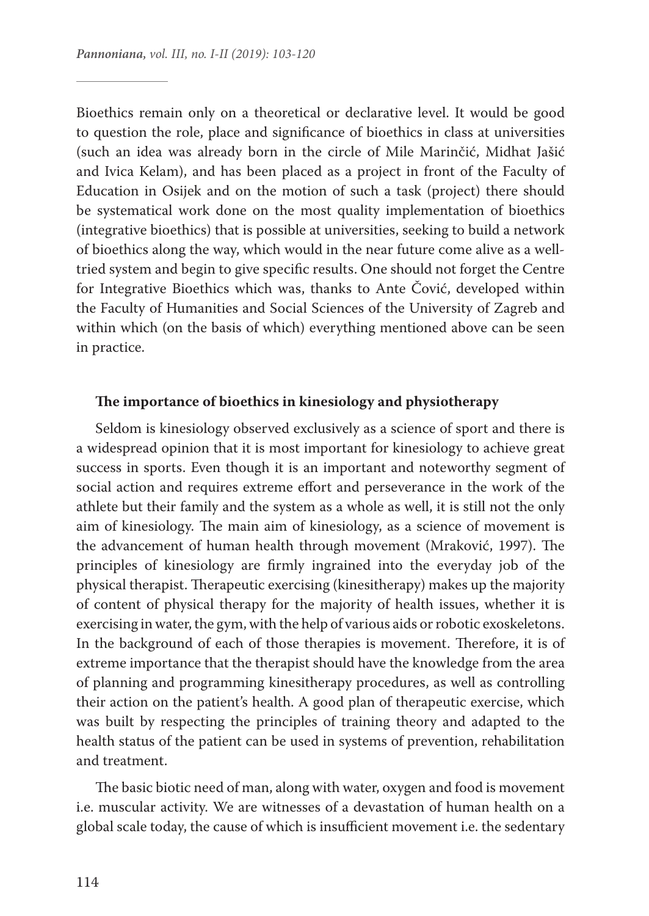Bioethics remain only on a theoretical or declarative level. It would be good to question the role, place and significance of bioethics in class at universities (such an idea was already born in the circle of Mile Marinčić, Midhat Jašić and Ivica Kelam), and has been placed as a project in front of the Faculty of Education in Osijek and on the motion of such a task (project) there should be systematical work done on the most quality implementation of bioethics (integrative bioethics) that is possible at universities, seeking to build a network of bioethics along the way, which would in the near future come alive as a well-tried system and begin to give specific results. One should not forget the Centre for Integrative Bioethics which was, thanks to Ante Čović, developed within the Faculty of Humanities and Social Sciences of the University of Zagreb and within which (on the basis of which) everything mentioned above can be seen in practice.

## The importance of bioethics in kinesiology and physiotherapy

Seldom is kinesiology observed exclusively as a science of sport and there is a widespread opinion that it is most important for kinesiology to achieve great success in sports. Even though it is an important and noteworthy segment of social action and requires extreme effort and perseverance in the work of the athlete but their family and the system as a whole as well, it is still not the only aim of kinesiology. The main aim of kinesiology, as a science of movement is the advancement of human health through movement (Mraković, 1997). The principles of kinesiology are firmly ingrained into the everyday job of the physical therapist. Therapeutic exercising (kinesitherapy) makes up the majority of content of physical therapy for the majority of health issues, whether it is exercising in water, the gym, with the help of various aids or robotic exoskeletons. In the background of each of those therapies is movement. Therefore, it is of extreme importance that the therapist should have the knowledge from the area of planning and programming kinesitherapy procedures, as well as controlling their action on the patient's health. A good plan of therapeutic exercise, which was built by respecting the principles of training theory and adapted to the health status of the patient can be used in systems of prevention, rehabilitation and treatment.

The basic biotic need of man, along with water, oxygen and food is movement i.e. muscular activity. We are witnesses of a devastation of human health on a global scale today, the cause of which is insufficient movement i.e. the sedentary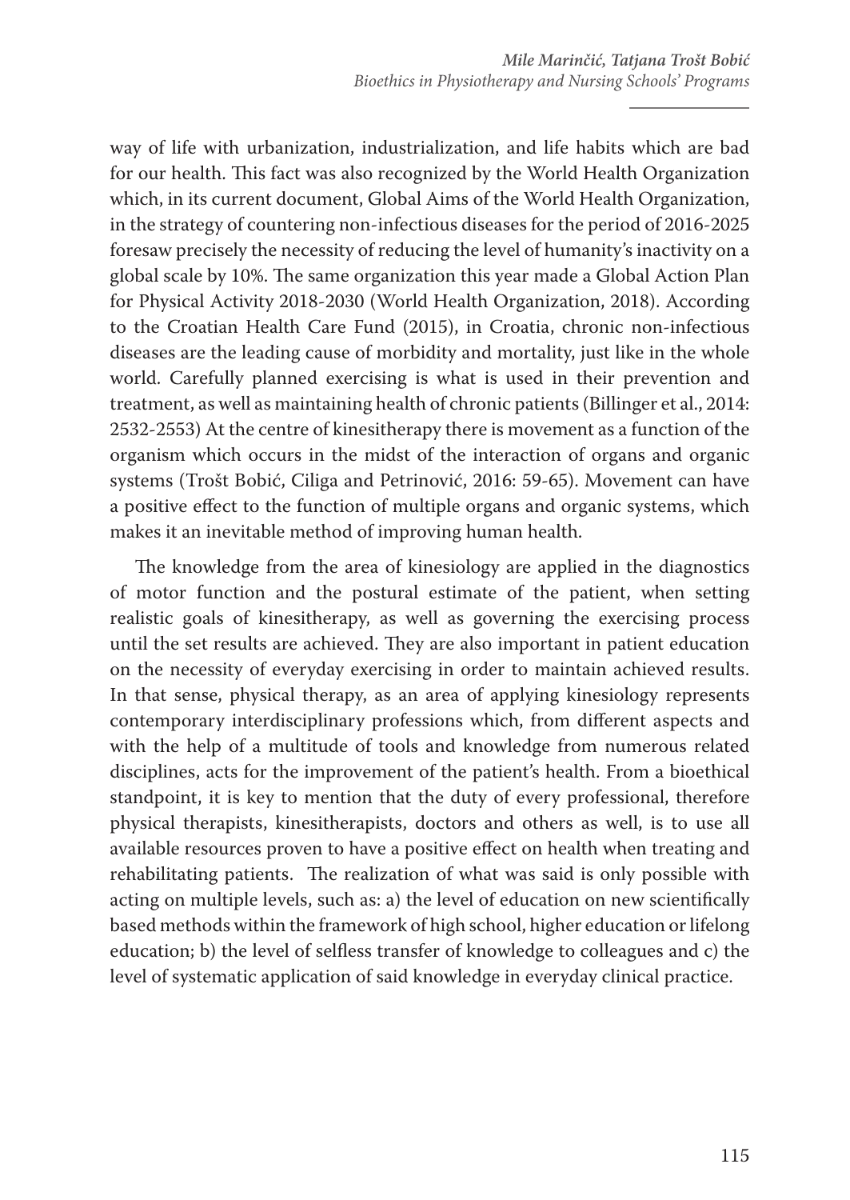way of life with urbanization, industrialization, and life habits which are bad for our health. This fact was also recognized by the World Health Organization which, in its current document, Global Aims of the World Health Organization, in the strategy of countering non-infectious diseases for the period of 2016-2025 foresaw precisely the necessity of reducing the level of humanity's inactivity on a global scale by 10%. The same organization this year made a Global Action Plan for Physical Activity 2018-2030 (World Health Organization, 2018). According to the Croatian Health Care Fund (2015), in Croatia, chronic non-infectious diseases are the leading cause of morbidity and mortality, just like in the whole world. Carefully planned exercising is what is used in their prevention and treatment, as well as maintaining health of chronic patients (Billinger et al., 2014: 2532-2553) At the centre of kinesitherapy there is movement as a function of the organism which occurs in the midst of the interaction of organs and organic systems (Trošt Bobić, Ciliga and Petrinović, 2016: 59-65). Movement can have a positive effect to the function of multiple organs and organic systems, which makes it an inevitable method of improving human health.

The knowledge from the area of kinesiology are applied in the diagnostics of motor function and the postural estimate of the patient, when setting realistic goals of kinesitherapy, as well as governing the exercising process until the set results are achieved. They are also important in patient education on the necessity of everyday exercising in order to maintain achieved results. In that sense, physical therapy, as an area of applying kinesiology represents contemporary interdisciplinary professions which, from different aspects and with the help of a multitude of tools and knowledge from numerous related disciplines, acts for the improvement of the patient's health. From a bioethical standpoint, it is key to mention that the duty of every professional, therefore physical therapists, kinesitherapists, doctors and others as well, is to use all available resources proven to have a positive effect on health when treating and rehabilitating patients. The realization of what was said is only possible with acting on multiple levels, such as: a) the level of education on new scientifically based methods within the framework of high school, higher education or lifelong education; b) the level of selfless transfer of knowledge to colleagues and c) the level of systematic application of said knowledge in everyday clinical practice.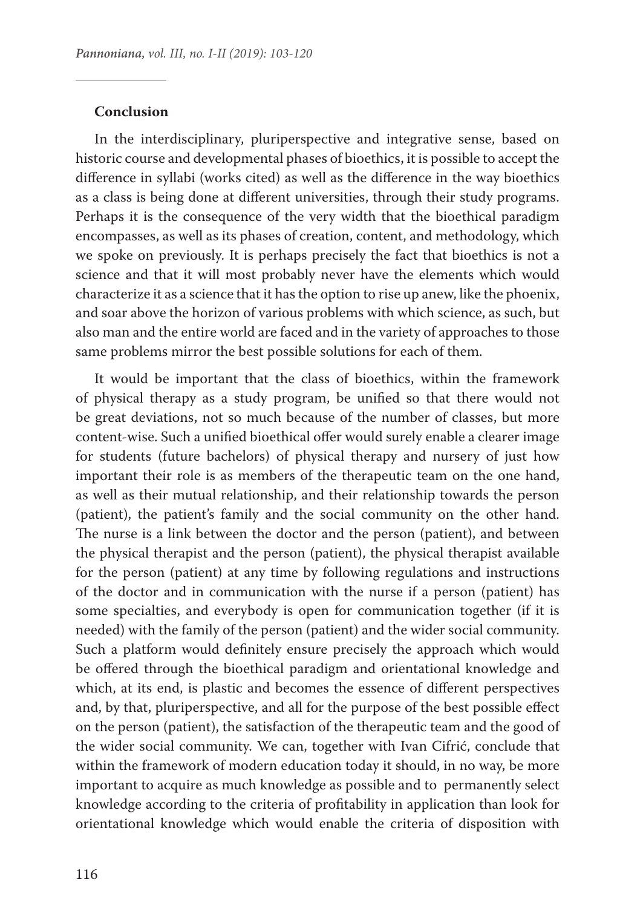## Conclusion

In the interdisciplinary, pluriperspective and integrative sense, based on historic course and developmental phases of bioethics, it is possible to accept the difference in syllabi (works cited) as well as the difference in the way bioethics as a class is being done at different universities, through their study programs. Perhaps it is the consequence of the very width that the bioethical paradigm encompasses, as well as its phases of creation, content, and methodology, which we spoke on previously. It is perhaps precisely the fact that bioethics is not a science and that it will most probably never have the elements which would characterize it as a science that it has the option to rise up anew, like the phoenix, and soar above the horizon of various problems with which science, as such, but also man and the entire world are faced and in the variety of approaches to those same problems mirror the best possible solutions for each of them.

It would be important that the class of bioethics, within the framework of physical therapy as a study program, be unified so that there would not be great deviations, not so much because of the number of classes, but more content-wise. Such a unified bioethical offer would surely enable a clearer image for students (future bachelors) of physical therapy and nursery of just how important their role is as members of the therapeutic team on the one hand, as well as their mutual relationship, and their relationship towards the person (patient), the patient's family and the social community on the other hand. The nurse is a link between the doctor and the person (patient), and between the physical therapist and the person (patient), the physical therapist available for the person (patient) at any time by following regulations and instructions of the doctor and in communication with the nurse if a person (patient) has some specialties, and everybody is open for communication together (if it is needed) with the family of the person (patient) and the wider social community. Such a platform would definitely ensure precisely the approach which would be offered through the bioethical paradigm and orientational knowledge and which, at its end, is plastic and becomes the essence of different perspectives and, by that, pluriperspective, and all for the purpose of the best possible effect on the person (patient), the satisfaction of the therapeutic team and the good of the wider social community. We can, together with Ivan Cifrić, conclude that within the framework of modern education today it should, in no way, be more important to acquire as much knowledge as possible and to permanently select knowledge according to the criteria of profitability in application than look for orientational knowledge which would enable the criteria of disposition with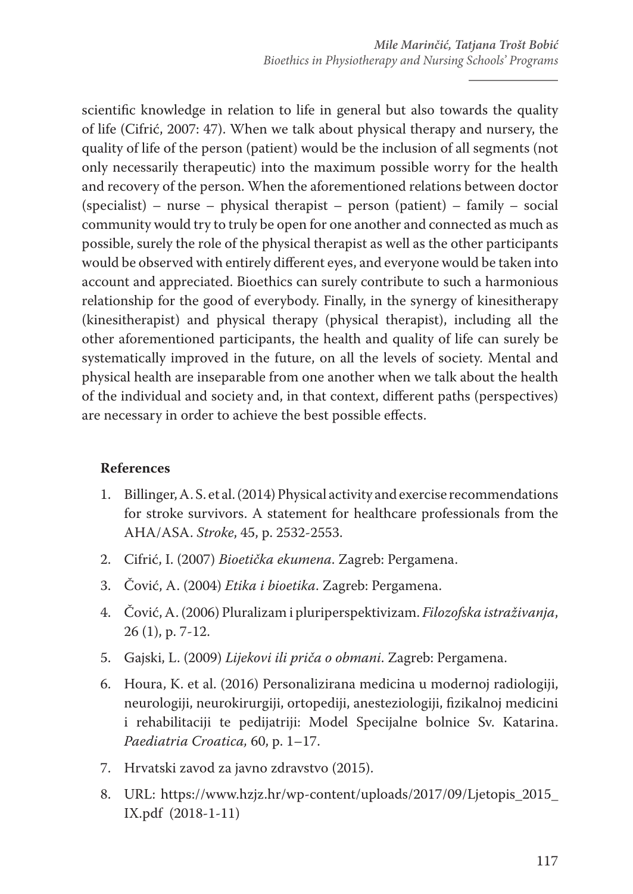scientific knowledge in relation to life in general but also towards the quality of life (Cifrić, 2007: 47). When we talk about physical therapy and nursery, the quality of life of the person (patient) would be the inclusion of all segments (not only necessarily therapeutic) into the maximum possible worry for the health and recovery of the person. When the aforementioned relations between doctor (specialist) – nurse – physical therapist – person (patient) – family – social community would try to truly be open for one another and connected as much as possible, surely the role of the physical therapist as well as the other participants would be observed with entirely different eyes, and everyone would be taken into account and appreciated. Bioethics can surely contribute to such a harmonious relationship for the good of everybody. Finally, in the synergy of kinesitherapy (kinesitherapist) and physical therapy (physical therapist), including all the other aforementioned participants, the health and quality of life can surely be systematically improved in the future, on all the levels of society. Mental and physical health are inseparable from one another when we talk about the health of the individual and society and, in that context, different paths (perspectives) are necessary in order to achieve the best possible effects.

## References

1. Billinger, A. S. et al. (2014) Physical activity and exercise recommendations for stroke survivors. A statement for healthcare professionals from the AHA/ASA. *Stroke*, 45, p. 2532-2553.
2. Cifrić, I. (2007) *Bioetička ekumena*. Zagreb: Pergamena.
3. Čović, A. (2004) *Etika i bioetika*. Zagreb: Pergamena.
4. Čović, A. (2006) Pluralizam i pluriperspektivizam. *Filozofska istraživanja*, 26 (1), p. 7-12.
5. Gajski, L. (2009) *Lijekovi ili priča o obmani*. Zagreb: Pergamena.
6. Houra, K. et al. (2016) Personalizirana medicina u modernoj radiologiji, neurologiji, neurokirurgiji, ortopediji, anesteziologiji, fizikalnoj medicini i rehabilitaciji te pedijatriji: Model Specijalne bolnice Sv. Katarina. *Paediatria Croatica,* 60, p. 1–17.
7. Hrvatski zavod za javno zdravstvo (2015).
8. URL: https://www.hzjz.hr/wp-content/uploads/2017/09/Ljetopis_2015_IX.pdf (2018-1-11)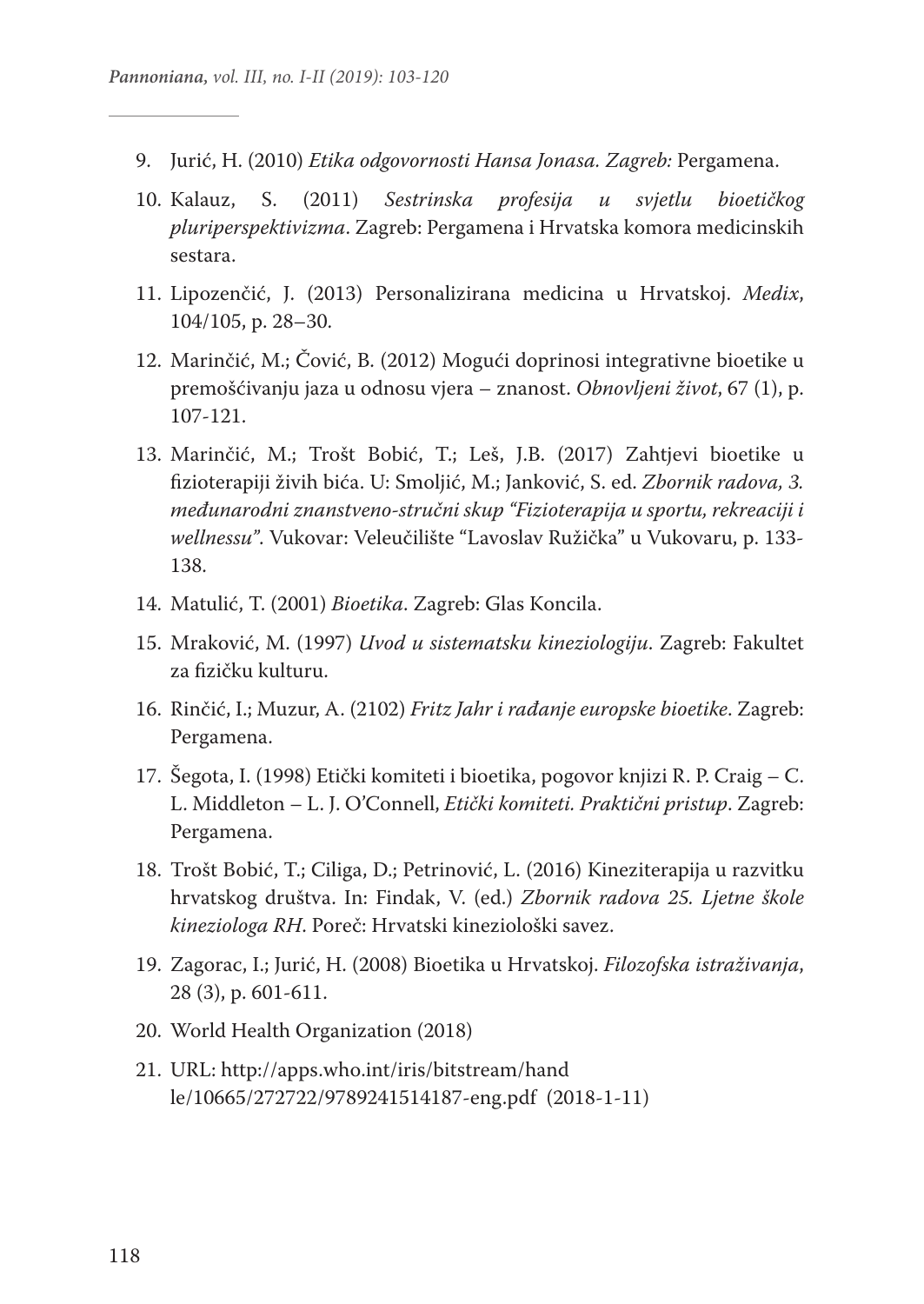9. Jurić, H. (2010) *Etika odgovornosti Hansa Jonasa. Zagreb:* Pergamena.
10. Kalauz, S. (2011) *Sestrinska profesija u svjetlu bioetičkog pluriperspektivizma*. Zagreb: Pergamena i Hrvatska komora medicinskih sestara.
11. Lipozenčić, J. (2013) Personalizirana medicina u Hrvatskoj. *Medix*, 104/105, p. 28–30.
12. Marinčić, M.; Čović, B. (2012) Mogući doprinosi integrativne bioetike u premošćivanju jaza u odnosu vjera – znanost. *Obnovljeni život*, 67 (1), p. 107-121.
13. Marinčić, M.; Trošt Bobić, T.; Leš, J.B. (2017) Zahtjevi bioetike u fizioterapiji živih bića. U: Smoljić, M.; Janković, S. ed. *Zbornik radova, 3. međunarodni znanstveno-stručni skup "Fizioterapija u sportu, rekreaciji i wellnessu"*. Vukovar: Veleučilište "Lavoslav Ružička" u Vukovaru, p. 133-138.
14. Matulić, T. (2001) *Bioetika*. Zagreb: Glas Koncila.
15. Mraković, M. (1997) *Uvod u sistematsku kineziologiju*. Zagreb: Fakultet za fizičku kulturu.
16. Rinčić, I.; Muzur, A. (2102) *Fritz Jahr i rađanje europske bioetike*. Zagreb: Pergamena.
17. Šegota, I. (1998) Etički komiteti i bioetika, pogovor knjizi R. P. Craig – C. L. Middleton – L. J. O'Connell, *Etički komiteti. Praktični pristup*. Zagreb: Pergamena.
18. Trošt Bobić, T.; Ciliga, D.; Petrinović, L. (2016) Kineziterapija u razvitku hrvatskog društva. In: Findak, V. (ed.) *Zbornik radova 25. Ljetne škole kineziologa RH*. Poreč: Hrvatski kineziološki savez.
19. Zagorac, I.; Jurić, H. (2008) Bioetika u Hrvatskoj. *Filozofska istraživanja*, 28 (3), p. 601-611.
20. World Health Organization (2018)
21. URL: http://apps.who.int/iris/bitstream/handle/10665/272722/9789241514187-eng.pdf (2018-1-11)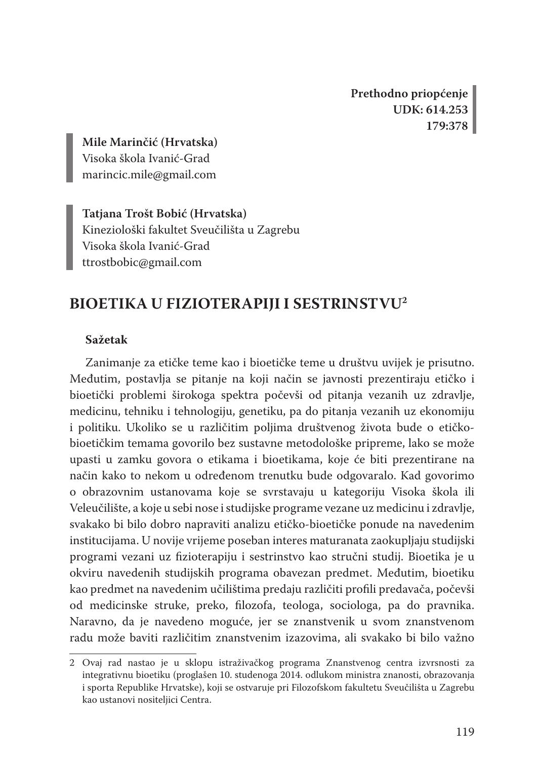**Prethodno priopćenje**
**UDK: 614.253**
**179:378**

**Mile Marinčić (Hrvatska)**
Visoka škola Ivanić-Grad
marincic.mile@gmail.com

**Tatjana Trošt Bobić (Hrvatska)**
Kineziološki fakultet Sveučilišta u Zagrebu
Visoka škola Ivanić-Grad
ttrostbobic@gmail.com

# BIOETIKA U FIZIOTERAPIJI I SESTRINSTVU[2]

## Sažetak

Zanimanje za etičke teme kao i bioetičke teme u društvu uvijek je prisutno. Međutim, postavlja se pitanje na koji način se javnosti prezentiraju etičko i bioetički problemi širokoga spektra počevši od pitanja vezanih uz zdravlje, medicinu, tehniku i tehnologiju, genetiku, pa do pitanja vezanih uz ekonomiju i politiku. Ukoliko se u različitim poljima društvenog života bude o etičko-bioetičkim temama govorilo bez sustavne metodološke pripreme, lako se može upasti u zamku govora o etikama i bioetikama, koje će biti prezentirane na način kako to nekom u određenom trenutku bude odgovaralo. Kad govorimo o obrazovnim ustanovama koje se svrstavaju u kategoriju Visoka škola ili Veleučilište, a koje u sebi nose i studijske programe vezane uz medicinu i zdravlje, svakako bi bilo dobro napraviti analizu etičko-bioetičke ponude na navedenim institucijama. U novije vrijeme poseban interes maturanata zaokupljaju studijski programi vezani uz fizioterapiju i sestrinstvo kao stručni studij. Bioetika je u okviru navedenih studijskih programa obavezan predmet. Međutim, bioetiku kao predmet na navedenim učilištima predaju različiti profili predavača, počevši od medicinske struke, preko, filozofa, teologa, sociologa, pa do pravnika. Naravno, da je navedeno moguće, jer se znanstvenik u svom znanstvenom radu može baviti različitim znanstvenim izazovima, ali svakako bi bilo važno

---

[2] Ovaj rad nastao je u sklopu istraživačkog programa Znanstvenog centra izvrsnosti za integrativnu bioetiku (proglašen 10. studenoga 2014. odlukom ministra znanosti, obrazovanja i sporta Republike Hrvatske), koji se ostvaruje pri Filozofskom fakultetu Sveučilišta u Zagrebu kao ustanovi nositeljici Centra.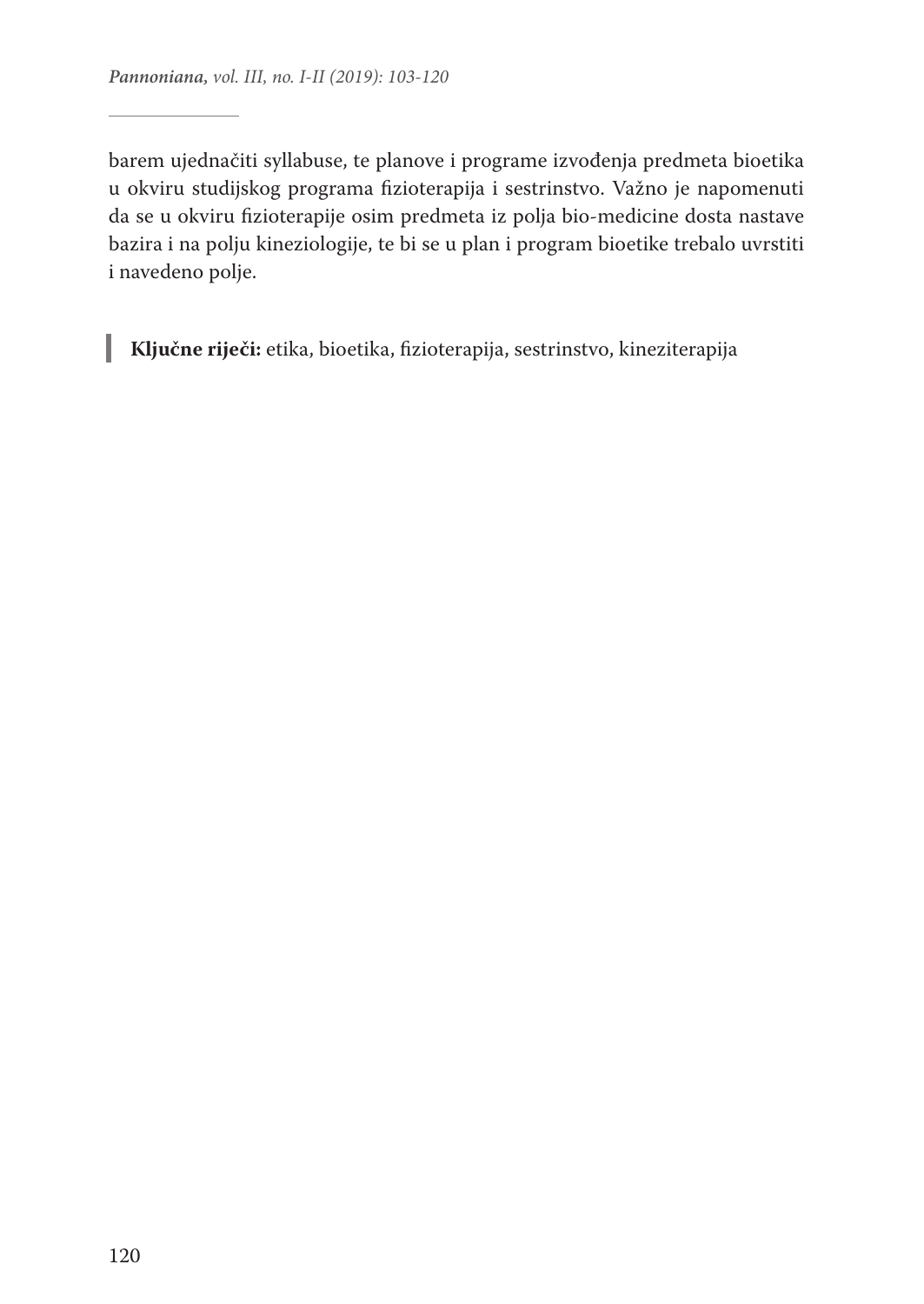barem ujednačiti syllabuse, te planove i programe izvođenja predmeta bioetika u okviru studijskog programa fizioterapija i sestrinstvo. Važno je napomenuti da se u okviru fizioterapije osim predmeta iz polja bio-medicine dosta nastave bazira i na polju kineziologije, te bi se u plan i program bioetike trebalo uvrstiti i navedeno polje.

**Ključne riječi:** etika, bioetika, fizioterapija, sestrinstvo, kineziterapija